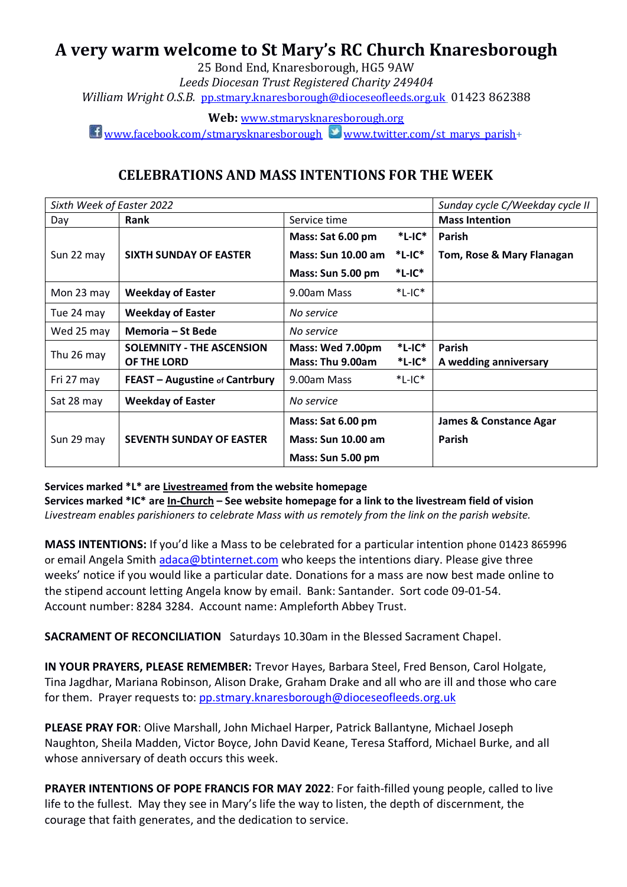# A very warm welcome to St Mary's RC Church Knaresborough

25 Bond End, Knaresborough, HG5 9AW

*Leeds Diocesan Trust Registered Charity 249404*

*William Wright O.S.B.* pp.stmary.knaresborough@dioceseofleeds.org.uk 01423 862388

**Web:** www.stmarysknaresborough.org

www.facebook.com/stmarysknaresborough www.twitter.com/st_marys_parish+

## CELEBRATIONS AND MASS INTENTIONS FOR THE WEEK

| *Sixth Week of Easter 2022* | | | | *Sunday cycle C/Weekday cycle II* |
|---|---|---|---|---|
| Day | **Rank** | Service time | | **Mass Intention** |
| Sun 22 may | **SIXTH SUNDAY OF EASTER** | **Mass: Sat 6.00 pm** | **\*L-IC\*** | **Parish** |
| | | **Mass: Sun 10.00 am** | **\*L-IC\*** | **Tom, Rose & Mary Flanagan** |
| | | **Mass: Sun 5.00 pm** | **\*L-IC\*** | |
| Mon 23 may | **Weekday of Easter** | 9.00am Mass | \*L-IC\* | |
| Tue 24 may | **Weekday of Easter** | *No service* | | |
| Wed 25 may | **Memoria – St Bede** | *No service* | | |
| Thu 26 may | **SOLEMNITY - THE ASCENSION OF THE LORD** | **Mass: Wed 7.00pm**<br>**Mass: Thu 9.00am** | **\*L-IC\***<br>**\*L-IC\*** | **Parish**<br>**A wedding anniversary** |
| Fri 27 may | **FEAST – Augustine of Cantrbury** | 9.00am Mass | \*L-IC\* | |
| Sat 28 may | **Weekday of Easter** | *No service* | | |
| Sun 29 may | **SEVENTH SUNDAY OF EASTER** | **Mass: Sat 6.00 pm** | | **James & Constance Agar** |
| | | **Mass: Sun 10.00 am** | | **Parish** |
| | | **Mass: Sun 5.00 pm** | | |

**Services marked \*L\* are Livestreamed from the website homepage**
**Services marked \*IC\* are In-Church – See website homepage for a link to the livestream field of vision**
*Livestream enables parishioners to celebrate Mass with us remotely from the link on the parish website.*

**MASS INTENTIONS:** If you'd like a Mass to be celebrated for a particular intention phone 01423 865996 or email Angela Smith adaca@btinternet.com who keeps the intentions diary. Please give three weeks' notice if you would like a particular date. Donations for a mass are now best made online to the stipend account letting Angela know by email. Bank: Santander. Sort code 09-01-54. Account number: 8284 3284. Account name: Ampleforth Abbey Trust.

**SACRAMENT OF RECONCILIATION** Saturdays 10.30am in the Blessed Sacrament Chapel.

**IN YOUR PRAYERS, PLEASE REMEMBER:** Trevor Hayes, Barbara Steel, Fred Benson, Carol Holgate, Tina Jagdhar, Mariana Robinson, Alison Drake, Graham Drake and all who are ill and those who care for them. Prayer requests to: pp.stmary.knaresborough@dioceseofleeds.org.uk

**PLEASE PRAY FOR**: Olive Marshall, John Michael Harper, Patrick Ballantyne, Michael Joseph Naughton, Sheila Madden, Victor Boyce, John David Keane, Teresa Stafford, Michael Burke, and all whose anniversary of death occurs this week.

**PRAYER INTENTIONS OF POPE FRANCIS FOR MAY 2022**: For faith-filled young people, called to live life to the fullest. May they see in Mary's life the way to listen, the depth of discernment, the courage that faith generates, and the dedication to service.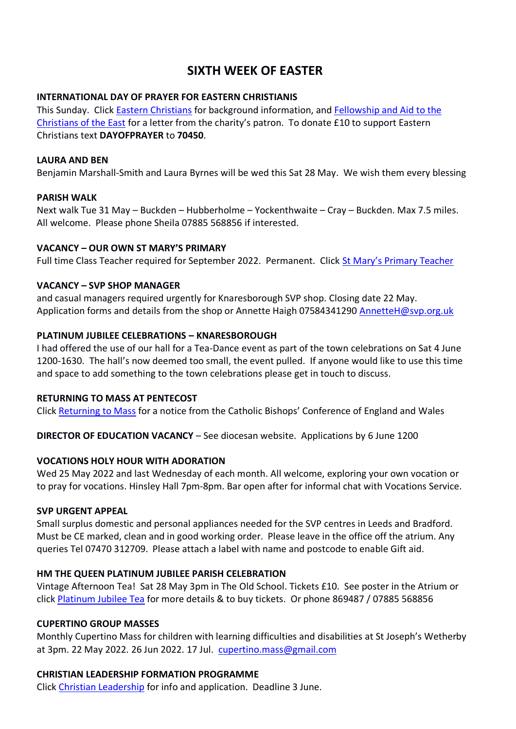# SIXTH WEEK OF EASTER

**INTERNATIONAL DAY OF PRAYER FOR EASTERN CHRISTIANIS**
This Sunday. Click Eastern Christians for background information, and Fellowship and Aid to the Christians of the East for a letter from the charity's patron. To donate £10 to support Eastern Christians text **DAYOFPRAYER** to **70450**.

**LAURA AND BEN**
Benjamin Marshall-Smith and Laura Byrnes will be wed this Sat 28 May. We wish them every blessing

**PARISH WALK**
Next walk Tue 31 May – Buckden – Hubberholme – Yockenthwaite – Cray – Buckden. Max 7.5 miles. All welcome. Please phone Sheila 07885 568856 if interested.

**VACANCY – OUR OWN ST MARY'S PRIMARY**
Full time Class Teacher required for September 2022. Permanent. Click St Mary's Primary Teacher

**VACANCY – SVP SHOP MANAGER**
and casual managers required urgently for Knaresborough SVP shop. Closing date 22 May. Application forms and details from the shop or Annette Haigh 07584341290 AnnetteH@svp.org.uk

**PLATINUM JUBILEE CELEBRATIONS – KNARESBOROUGH**
I had offered the use of our hall for a Tea-Dance event as part of the town celebrations on Sat 4 June 1200-1630. The hall's now deemed too small, the event pulled. If anyone would like to use this time and space to add something to the town celebrations please get in touch to discuss.

**RETURNING TO MASS AT PENTECOST**
Click Returning to Mass for a notice from the Catholic Bishops' Conference of England and Wales

**DIRECTOR OF EDUCATION VACANCY** – See diocesan website. Applications by 6 June 1200

**VOCATIONS HOLY HOUR WITH ADORATION**
Wed 25 May 2022 and last Wednesday of each month. All welcome, exploring your own vocation or to pray for vocations. Hinsley Hall 7pm-8pm. Bar open after for informal chat with Vocations Service.

**SVP URGENT APPEAL**
Small surplus domestic and personal appliances needed for the SVP centres in Leeds and Bradford. Must be CE marked, clean and in good working order. Please leave in the office off the atrium. Any queries Tel 07470 312709. Please attach a label with name and postcode to enable Gift aid.

**HM THE QUEEN PLATINUM JUBILEE PARISH CELEBRATION**
Vintage Afternoon Tea! Sat 28 May 3pm in The Old School. Tickets £10. See poster in the Atrium or click Platinum Jubilee Tea for more details & to buy tickets. Or phone 869487 / 07885 568856

**CUPERTINO GROUP MASSES**
Monthly Cupertino Mass for children with learning difficulties and disabilities at St Joseph's Wetherby at 3pm. 22 May 2022. 26 Jun 2022. 17 Jul. cupertino.mass@gmail.com

**CHRISTIAN LEADERSHIP FORMATION PROGRAMME**
Click Christian Leadership for info and application. Deadline 3 June.